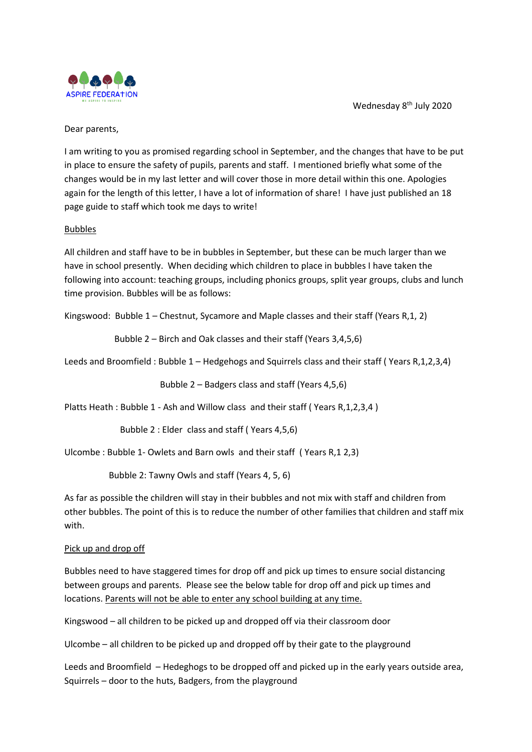ASPIRE FEDERATION

Wednesday 8th July 2020

Dear parents,

I am writing to you as promised regarding school in September, and the changes that have to be put in place to ensure the safety of pupils, parents and staff. I mentioned briefly what some of the changes would be in my last letter and will cover those in more detail within this one. Apologies again for the length of this letter, I have a lot of information of share! I have just published an 18 page guide to staff which took me days to write!

Bubbles

All children and staff have to be in bubbles in September, but these can be much larger than we have in school presently. When deciding which children to place in bubbles I have taken the following into account: teaching groups, including phonics groups, split year groups, clubs and lunch time provision. Bubbles will be as follows:

Kingswood: Bubble 1 – Chestnut, Sycamore and Maple classes and their staff (Years R,1, 2)

Bubble 2 – Birch and Oak classes and their staff (Years 3,4,5,6)

Leeds and Broomfield : Bubble 1 – Hedgehogs and Squirrels class and their staff ( Years R,1,2,3,4)

Bubble 2 – Badgers class and staff (Years 4,5,6)

Platts Heath : Bubble 1 - Ash and Willow class and their staff ( Years R,1,2,3,4 )

Bubble 2 : Elder class and staff ( Years 4,5,6)

Ulcombe : Bubble 1- Owlets and Barn owls and their staff ( Years R,1 2,3)

Bubble 2: Tawny Owls and staff (Years 4, 5, 6)

As far as possible the children will stay in their bubbles and not mix with staff and children from other bubbles. The point of this is to reduce the number of other families that children and staff mix with.

Pick up and drop off

Bubbles need to have staggered times for drop off and pick up times to ensure social distancing between groups and parents. Please see the below table for drop off and pick up times and locations. Parents will not be able to enter any school building at any time.

Kingswood – all children to be picked up and dropped off via their classroom door

Ulcombe – all children to be picked up and dropped off by their gate to the playground

Leeds and Broomfield – Hedeghogs to be dropped off and picked up in the early years outside area, Squirrels – door to the huts, Badgers, from the playground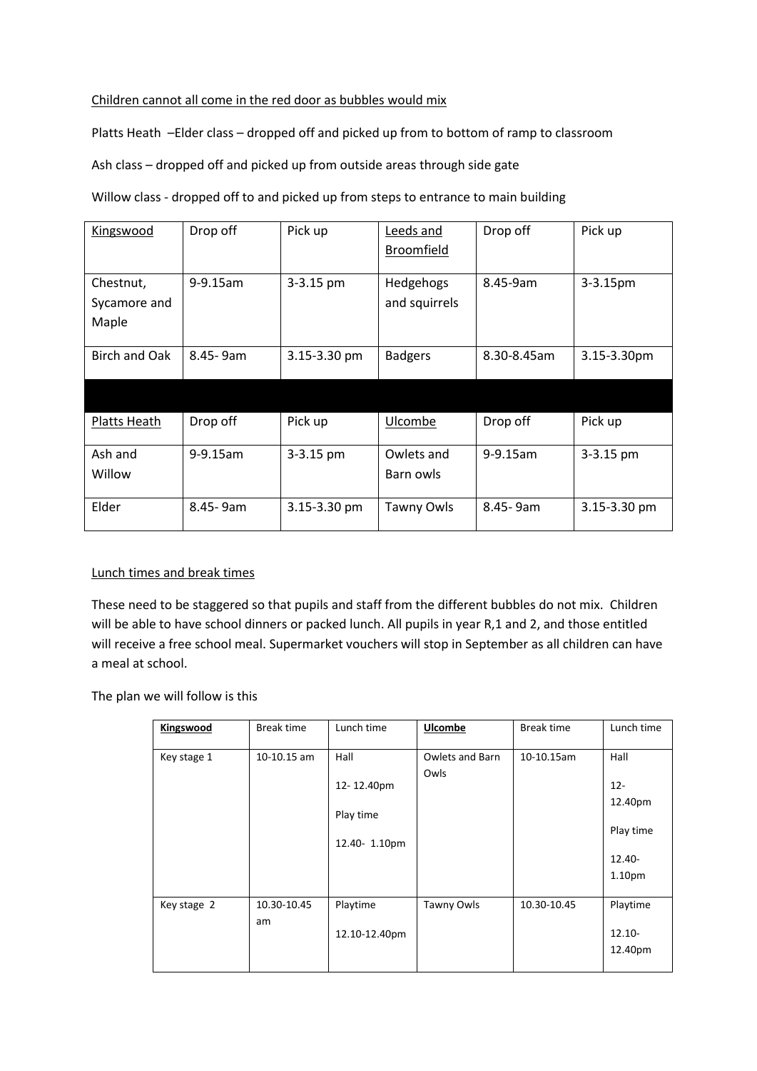Children cannot all come in the red door as bubbles would mix

Platts Heath –Elder class – dropped off and picked up from to bottom of ramp to classroom

Ash class – dropped off and picked up from outside areas through side gate

Willow class - dropped off to and picked up from steps to entrance to main building

| Kingswood | Drop off | Pick up | Leeds and Broomfield | Drop off | Pick up |
|---|---|---|---|---|---|
| Chestnut, Sycamore and Maple | 9-9.15am | 3-3.15 pm | Hedgehogs and squirrels | 8.45-9am | 3-3.15pm |
| Birch and Oak | 8.45- 9am | 3.15-3.30 pm | Badgers | 8.30-8.45am | 3.15-3.30pm |
| | | | | | |
| Platts Heath | Drop off | Pick up | Ulcombe | Drop off | Pick up |
| Ash and Willow | 9-9.15am | 3-3.15 pm | Owlets and Barn owls | 9-9.15am | 3-3.15 pm |
| Elder | 8.45- 9am | 3.15-3.30 pm | Tawny Owls | 8.45- 9am | 3.15-3.30 pm |

Lunch times and break times

These need to be staggered so that pupils and staff from the different bubbles do not mix. Children will be able to have school dinners or packed lunch. All pupils in year R,1 and 2, and those entitled will receive a free school meal. Supermarket vouchers will stop in September as all children can have a meal at school.

The plan we will follow is this

| **Kingswood** | Break time | Lunch time | **Ulcombe** | Break time | Lunch time |
|---|---|---|---|---|---|
| Key stage 1 | 10-10.15 am | Hall<br>12- 12.40pm<br>Play time<br>12.40- 1.10pm | Owlets and Barn Owls | 10-10.15am | Hall<br>12- 12.40pm<br>Play time<br>12.40- 1.10pm |
| Key stage 2 | 10.30-10.45 am | Playtime<br>12.10-12.40pm | Tawny Owls | 10.30-10.45 | Playtime<br>12.10- 12.40pm |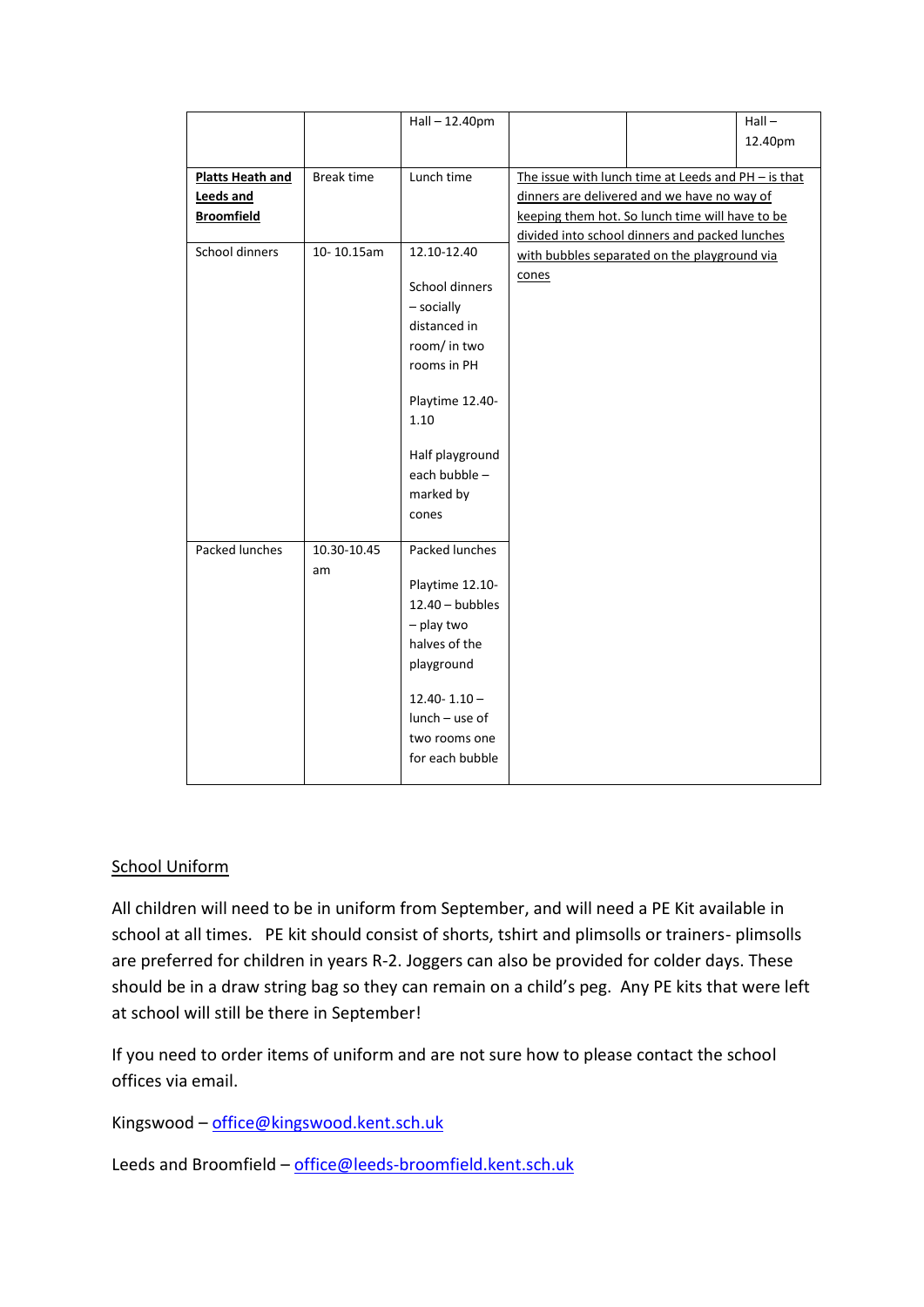| | | | | | |
|---|---|---|---|---|---|
| | | Hall – 12.40pm | | | Hall – 12.40pm |
| **Platts Heath and Leeds and Broomfield** | Break time | Lunch time | The issue with lunch time at Leeds and PH – is that dinners are delivered and we have no way of keeping them hot. So lunch time will have to be divided into school dinners and packed lunches with bubbles separated on the playground via cones | | |
| School dinners | 10- 10.15am | 12.10-12.40<br><br>School dinners – socially distanced in room/ in two rooms in PH<br><br>Playtime 12.40-1.10<br><br>Half playground each bubble – marked by cones | | | |
| Packed lunches | 10.30-10.45 am | Packed lunches<br><br>Playtime 12.10-12.40 – bubbles – play two halves of the playground<br><br>12.40- 1.10 – lunch – use of two rooms one for each bubble | | | |

## School Uniform

All children will need to be in uniform from September, and will need a PE Kit available in school at all times. PE kit should consist of shorts, tshirt and plimsolls or trainers- plimsolls are preferred for children in years R-2. Joggers can also be provided for colder days. These should be in a draw string bag so they can remain on a child's peg. Any PE kits that were left at school will still be there in September!

If you need to order items of uniform and are not sure how to please contact the school offices via email.

Kingswood – office@kingswood.kent.sch.uk

Leeds and Broomfield – office@leeds-broomfield.kent.sch.uk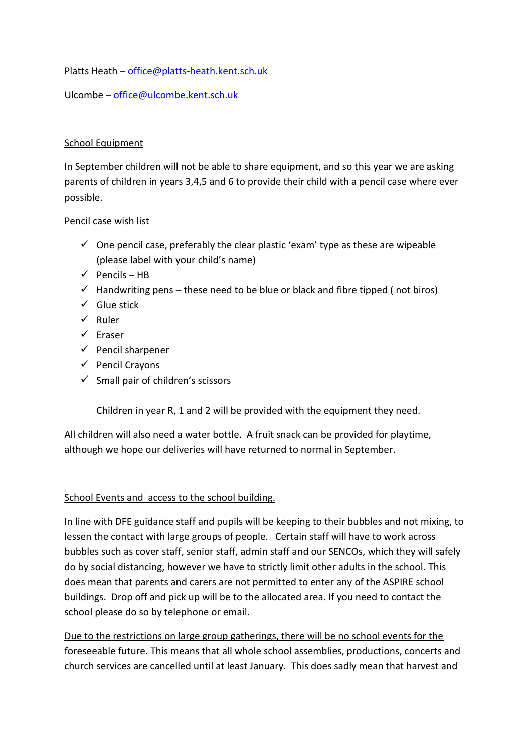Platts Heath – office@platts-heath.kent.sch.uk

Ulcombe – office@ulcombe.kent.sch.uk

<u>School Equipment</u>

In September children will not be able to share equipment, and so this year we are asking parents of children in years 3,4,5 and 6 to provide their child with a pencil case where ever possible.

Pencil case wish list

- ✓ One pencil case, preferably the clear plastic 'exam' type as these are wipeable (please label with your child's name)
- ✓ Pencils – HB
- ✓ Handwriting pens – these need to be blue or black and fibre tipped ( not biros)
- ✓ Glue stick
- ✓ Ruler
- ✓ Eraser
- ✓ Pencil sharpener
- ✓ Pencil Crayons
- ✓ Small pair of children's scissors

Children in year R, 1 and 2 will be provided with the equipment they need.

All children will also need a water bottle. A fruit snack can be provided for playtime, although we hope our deliveries will have returned to normal in September.

<u>School Events and access to the school building.</u>

In line with DFE guidance staff and pupils will be keeping to their bubbles and not mixing, to lessen the contact with large groups of people. Certain staff will have to work across bubbles such as cover staff, senior staff, admin staff and our SENCOs, which they will safely do by social distancing, however we have to strictly limit other adults in the school. <u>This does mean that parents and carers are not permitted to enter any of the ASPIRE school buildings.</u> Drop off and pick up will be to the allocated area. If you need to contact the school please do so by telephone or email.

<u>Due to the restrictions on large group gatherings, there will be no school events for the foreseeable future.</u> This means that all whole school assemblies, productions, concerts and church services are cancelled until at least January. This does sadly mean that harvest and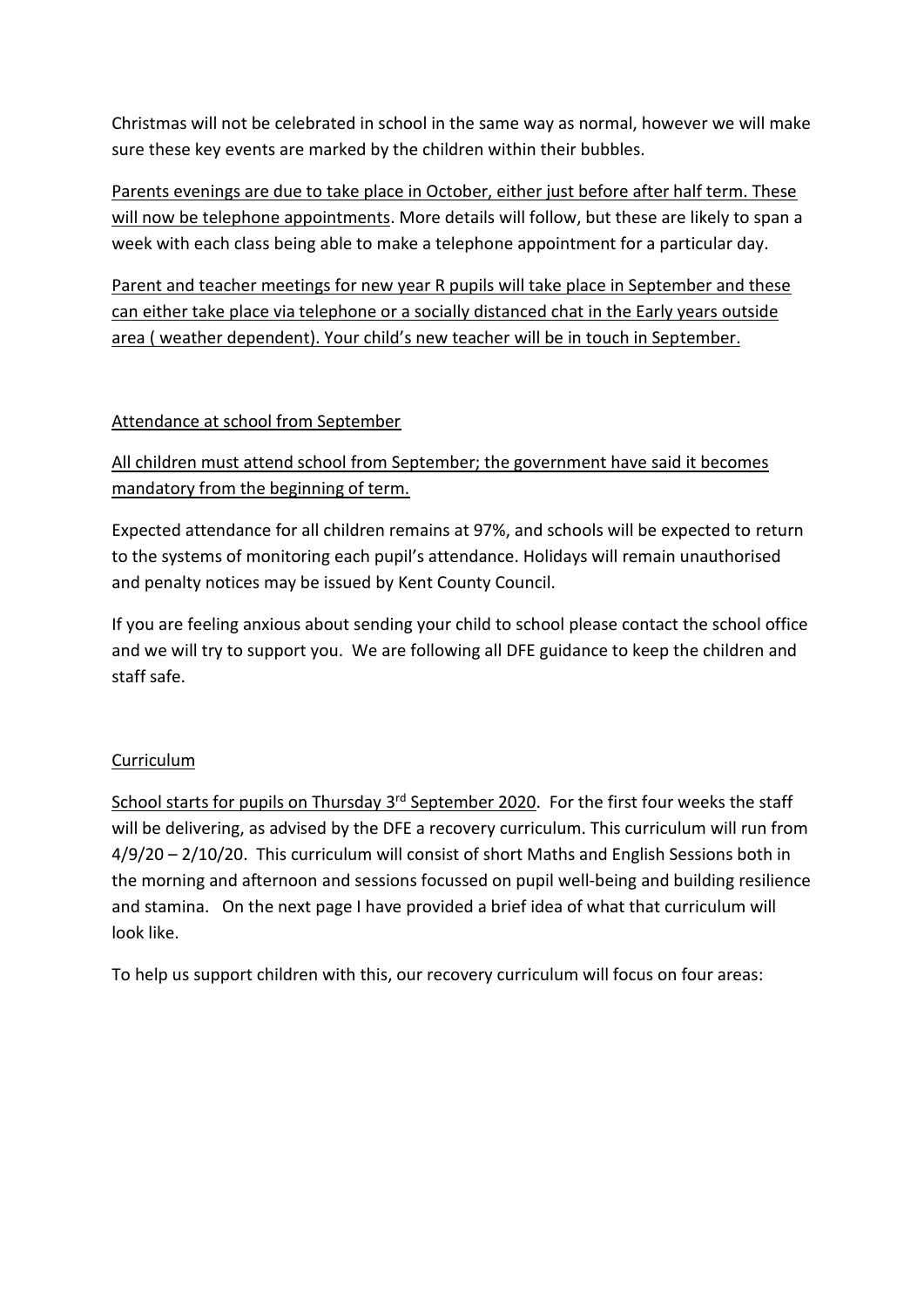Christmas will not be celebrated in school in the same way as normal, however we will make sure these key events are marked by the children within their bubbles.

<u>Parents evenings are due to take place in October, either just before after half term. These will now be telephone appointments</u>. More details will follow, but these are likely to span a week with each class being able to make a telephone appointment for a particular day.

<u>Parent and teacher meetings for new year R pupils will take place in September and these can either take place via telephone or a socially distanced chat in the Early years outside area ( weather dependent). Your child's new teacher will be in touch in September.</u>

<u>Attendance at school from September</u>

<u>All children must attend school from September; the government have said it becomes mandatory from the beginning of term.</u>

Expected attendance for all children remains at 97%, and schools will be expected to return to the systems of monitoring each pupil's attendance. Holidays will remain unauthorised and penalty notices may be issued by Kent County Council.

If you are feeling anxious about sending your child to school please contact the school office and we will try to support you. We are following all DFE guidance to keep the children and staff safe.

<u>Curriculum</u>

<u>School starts for pupils on Thursday 3rd September 2020</u>. For the first four weeks the staff will be delivering, as advised by the DFE a recovery curriculum. This curriculum will run from 4/9/20 – 2/10/20. This curriculum will consist of short Maths and English Sessions both in the morning and afternoon and sessions focussed on pupil well-being and building resilience and stamina. On the next page I have provided a brief idea of what that curriculum will look like.

To help us support children with this, our recovery curriculum will focus on four areas: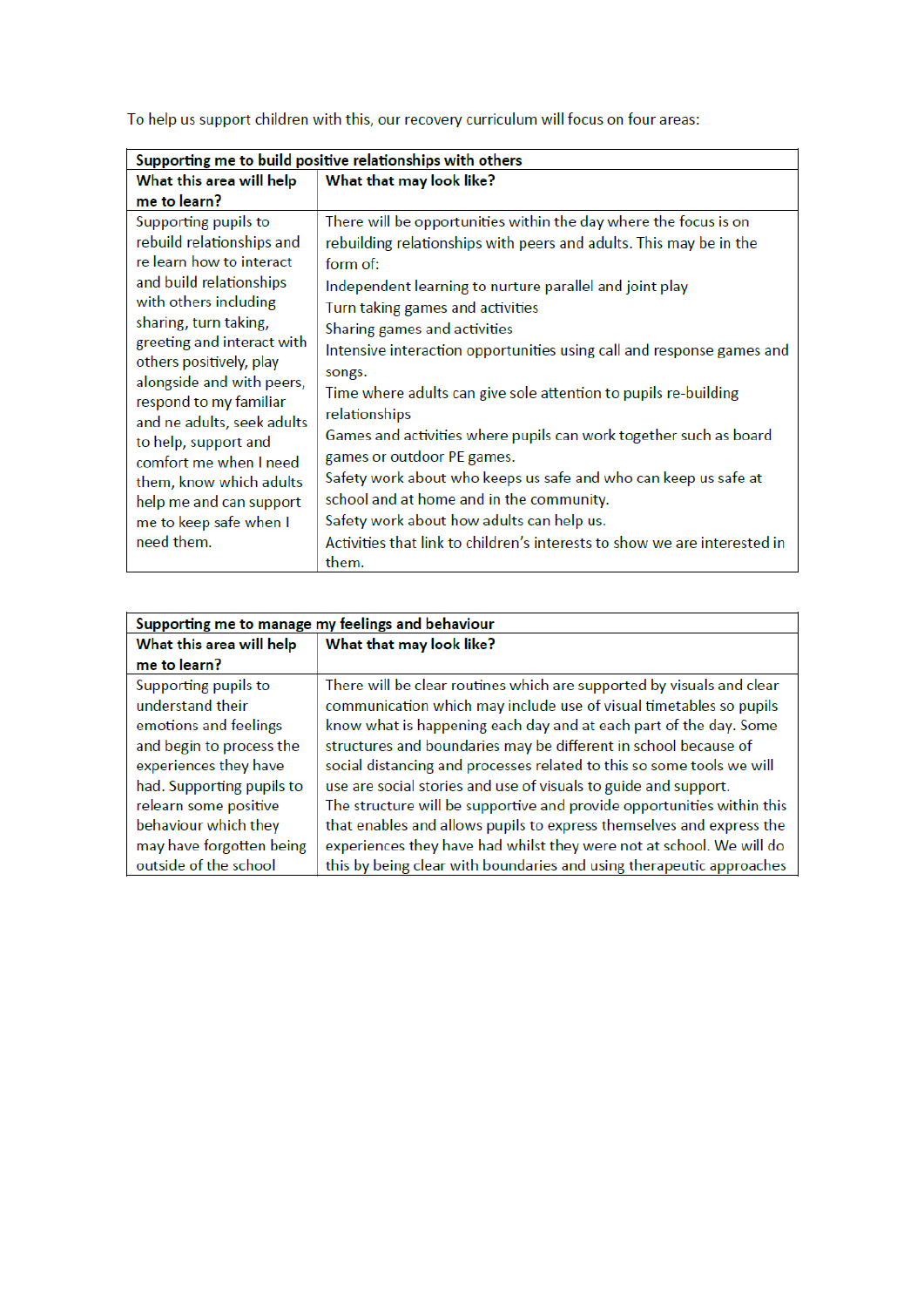To help us support children with this, our recovery curriculum will focus on four areas:

| Supporting me to build positive relationships with others | |
|---|---|
| **What this area will help me to learn?** | **What that may look like?** |
| Supporting pupils to rebuild relationships and re learn how to interact and build relationships with others including sharing, turn taking, greeting and interact with others positively, play alongside and with peers, respond to my familiar and ne adults, seek adults to help, support and comfort me when I need them, know which adults help me and can support me to keep safe when I need them. | There will be opportunities within the day where the focus is on rebuilding relationships with peers and adults. This may be in the form of:<br>Independent learning to nurture parallel and joint play<br>Turn taking games and activities<br>Sharing games and activities<br>Intensive interaction opportunities using call and response games and songs.<br>Time where adults can give sole attention to pupils re-building relationships<br>Games and activities where pupils can work together such as board games or outdoor PE games.<br>Safety work about who keeps us safe and who can keep us safe at school and at home and in the community.<br>Safety work about how adults can help us.<br>Activities that link to children's interests to show we are interested in them. |

| Supporting me to manage my feelings and behaviour | |
|---|---|
| **What this area will help me to learn?** | **What that may look like?** |
| Supporting pupils to understand their emotions and feelings and begin to process the experiences they have had. Supporting pupils to relearn some positive behaviour which they may have forgotten being outside of the school | There will be clear routines which are supported by visuals and clear communication which may include use of visual timetables so pupils know what is happening each day and at each part of the day. Some structures and boundaries may be different in school because of social distancing and processes related to this so some tools we will use are social stories and use of visuals to guide and support.<br>The structure will be supportive and provide opportunities within this that enables and allows pupils to express themselves and express the experiences they have had whilst they were not at school. We will do this by being clear with boundaries and using therapeutic approaches |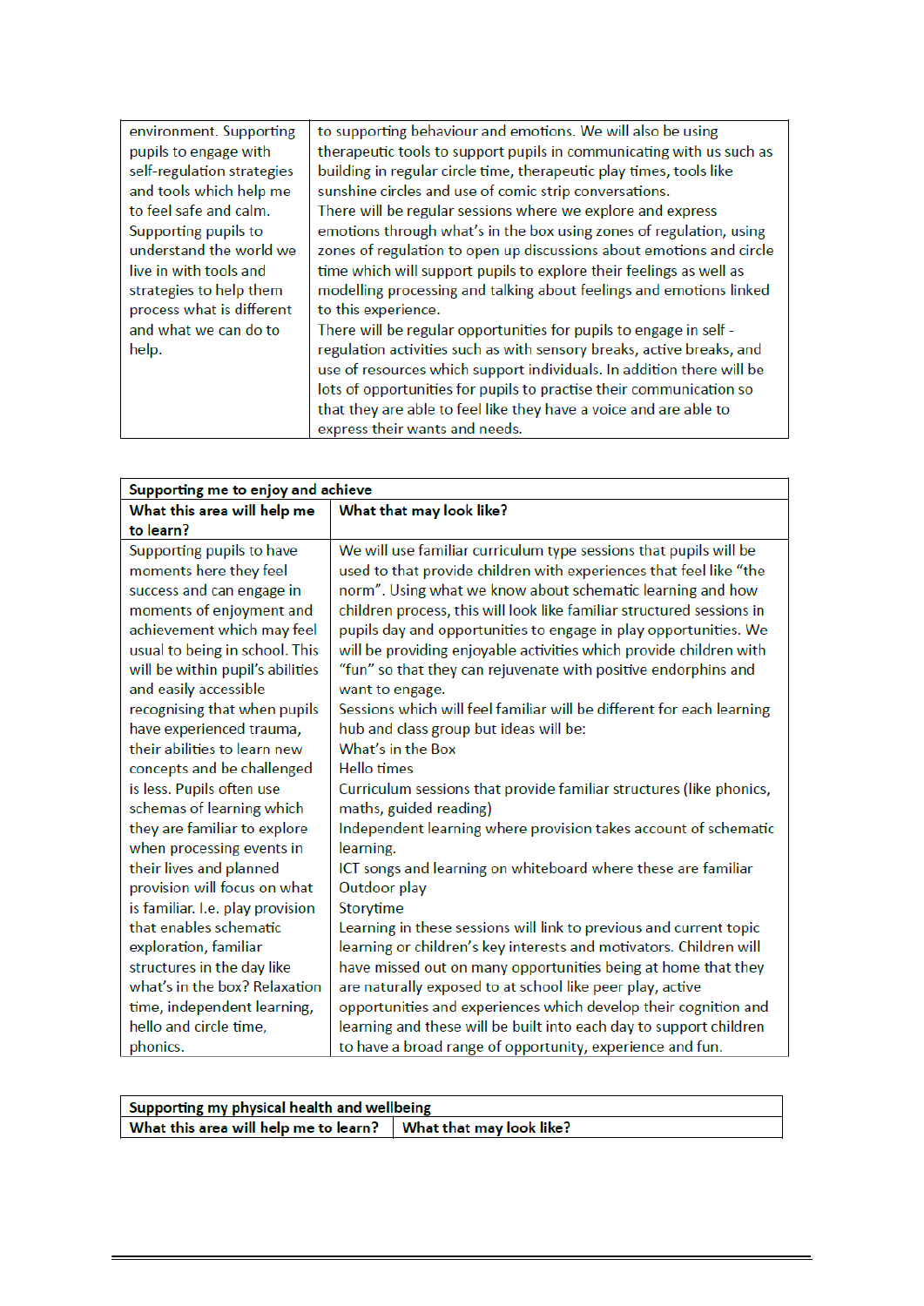| | |
|---|---|
| environment. Supporting pupils to engage with self-regulation strategies and tools which help me to feel safe and calm. Supporting pupils to understand the world we live in with tools and strategies to help them process what is different and what we can do to help. | to supporting behaviour and emotions. We will also be using therapeutic tools to support pupils in communicating with us such as building in regular circle time, therapeutic play times, tools like sunshine circles and use of comic strip conversations. There will be regular sessions where we explore and express emotions through what's in the box using zones of regulation, using zones of regulation to open up discussions about emotions and circle time which will support pupils to explore their feelings as well as modelling processing and talking about feelings and emotions linked to this experience. There will be regular opportunities for pupils to engage in self - regulation activities such as with sensory breaks, active breaks, and use of resources which support individuals. In addition there will be lots of opportunities for pupils to practise their communication so that they are able to feel like they have a voice and are able to express their wants and needs. |

| **Supporting me to enjoy and achieve** | |
|---|---|
| **What this area will help me to learn?** | **What that may look like?** |
| Supporting pupils to have moments here they feel success and can engage in moments of enjoyment and achievement which may feel usual to being in school. This will be within pupil's abilities and easily accessible recognising that when pupils have experienced trauma, their abilities to learn new concepts and be challenged is less. Pupils often use schemas of learning which they are familiar to explore when processing events in their lives and planned provision will focus on what is familiar. I.e. play provision that enables schematic exploration, familiar structures in the day like what's in the box? Relaxation time, independent learning, hello and circle time, phonics. | We will use familiar curriculum type sessions that pupils will be used to that provide children with experiences that feel like "the norm". Using what we know about schematic learning and how children process, this will look like familiar structured sessions in pupils day and opportunities to engage in play opportunities. We will be providing enjoyable activities which provide children with "fun" so that they can rejuvenate with positive endorphins and want to engage.<br>Sessions which will feel familiar will be different for each learning hub and class group but ideas will be:<br>What's in the Box<br>Hello times<br>Curriculum sessions that provide familiar structures (like phonics, maths, guided reading)<br>Independent learning where provision takes account of schematic learning.<br>ICT songs and learning on whiteboard where these are familiar<br>Outdoor play<br>Storytime<br>Learning in these sessions will link to previous and current topic learning or children's key interests and motivators. Children will have missed out on many opportunities being at home that they are naturally exposed to at school like peer play, active opportunities and experiences which develop their cognition and learning and these will be built into each day to support children to have a broad range of opportunity, experience and fun. |

| **Supporting my physical health and wellbeing** | |
|---|---|
| **What this area will help me to learn?** | **What that may look like?** |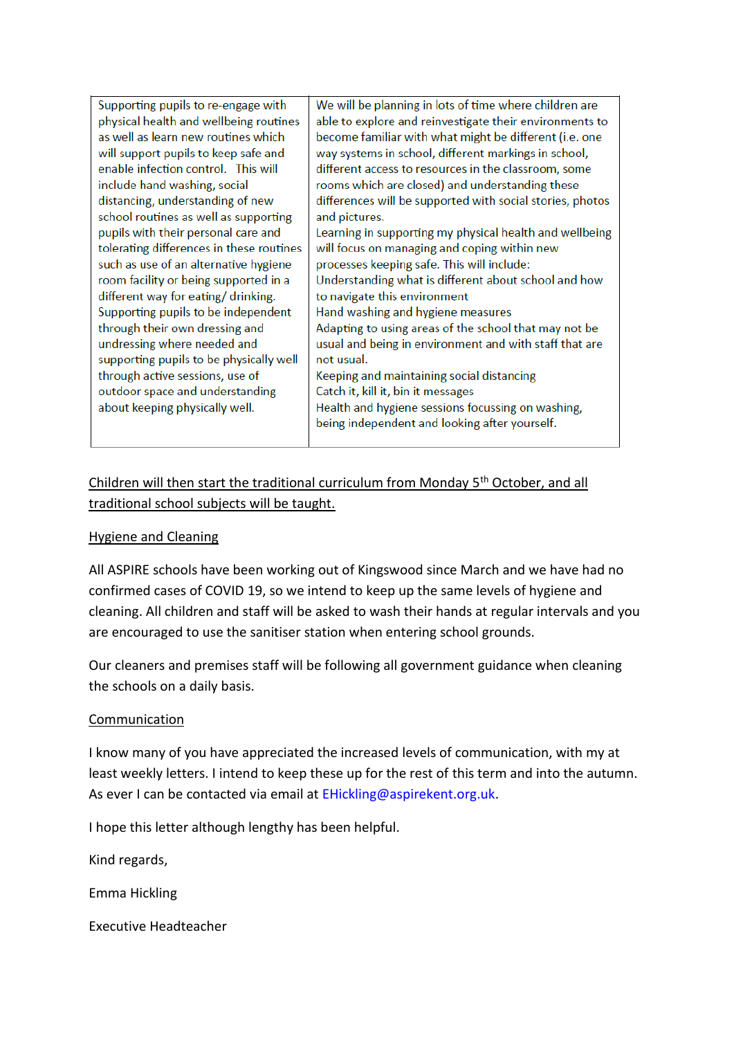| | |
|---|---|
| Supporting pupils to re-engage with physical health and wellbeing routines as well as learn new routines which will support pupils to keep safe and enable infection control. This will include hand washing, social distancing, understanding of new school routines as well as supporting pupils with their personal care and tolerating differences in these routines such as use of an alternative hygiene room facility or being supported in a different way for eating/ drinking. Supporting pupils to be independent through their own dressing and undressing where needed and supporting pupils to be physically well through active sessions, use of outdoor space and understanding about keeping physically well. | We will be planning in lots of time where children are able to explore and reinvestigate their environments to become familiar with what might be different (i.e. one way systems in school, different markings in school, different access to resources in the classroom, some rooms which are closed) and understanding these differences will be supported with social stories, photos and pictures.<br>Learning in supporting my physical health and wellbeing will focus on managing and coping within new processes keeping safe. This will include:<br>Understanding what is different about school and how to navigate this environment<br>Hand washing and hygiene measures<br>Adapting to using areas of the school that may not be usual and being in environment and with staff that are not usual.<br>Keeping and maintaining social distancing<br>Catch it, kill it, bin it messages<br>Health and hygiene sessions focussing on washing, being independent and looking after yourself. |

Children will then start the traditional curriculum from Monday 5th October, and all traditional school subjects will be taught.

Hygiene and Cleaning

All ASPIRE schools have been working out of Kingswood since March and we have had no confirmed cases of COVID 19, so we intend to keep up the same levels of hygiene and cleaning. All children and staff will be asked to wash their hands at regular intervals and you are encouraged to use the sanitiser station when entering school grounds.

Our cleaners and premises staff will be following all government guidance when cleaning the schools on a daily basis.

Communication

I know many of you have appreciated the increased levels of communication, with my at least weekly letters. I intend to keep these up for the rest of this term and into the autumn. As ever I can be contacted via email at EHickling@aspirekent.org.uk.

I hope this letter although lengthy has been helpful.

Kind regards,

Emma Hickling

Executive Headteacher